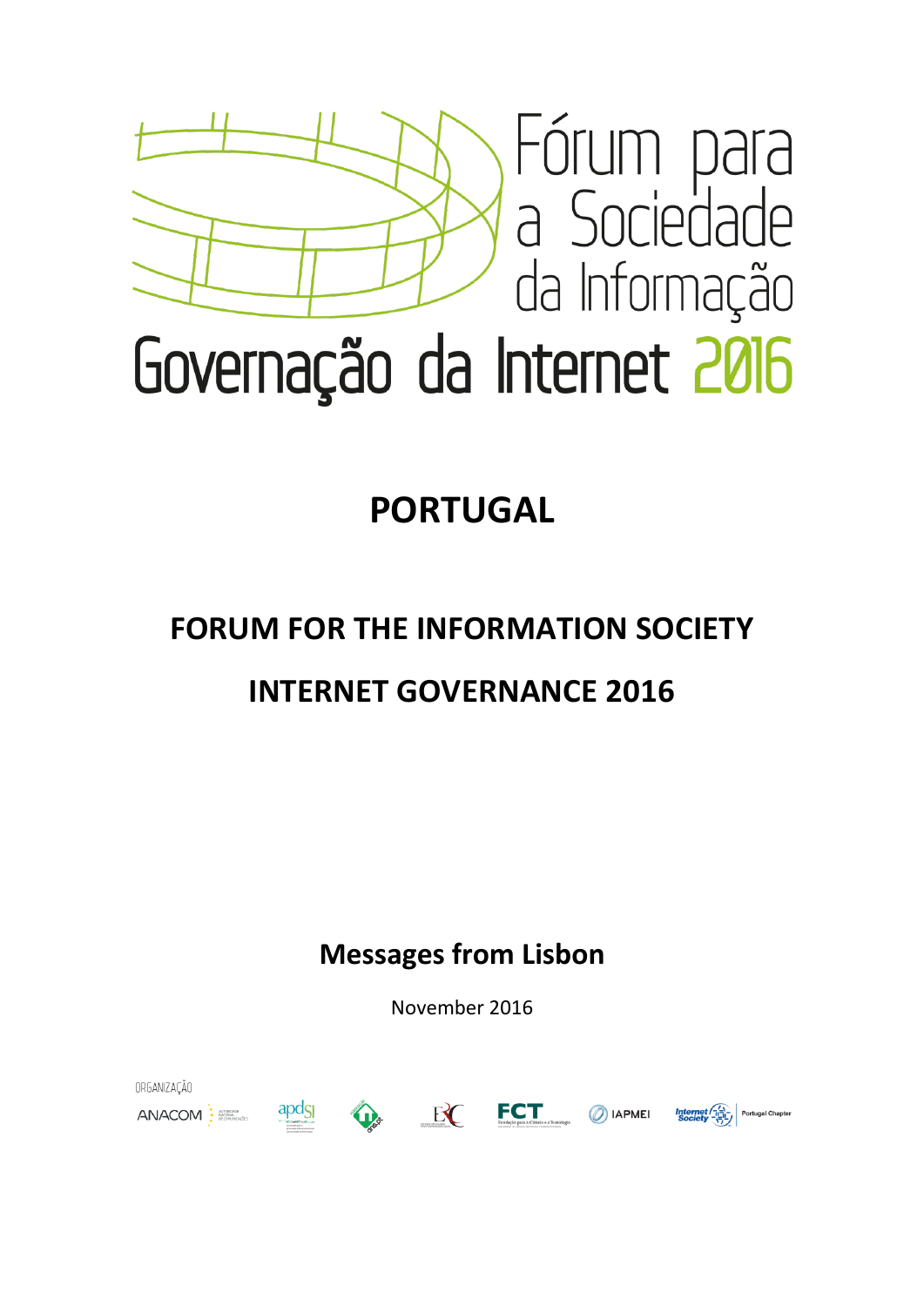Fórum para a Sociedade da Informação

Governação da Internet 2016

# PORTUGAL

## FORUM FOR THE INFORMATION SOCIETY

## INTERNET GOVERNANCE 2016

### Messages from Lisbon

November 2016

ORGANIZAÇÃO

ANACOM apdsi ERC FCT IAPMEI Internet Society Portugal Chapter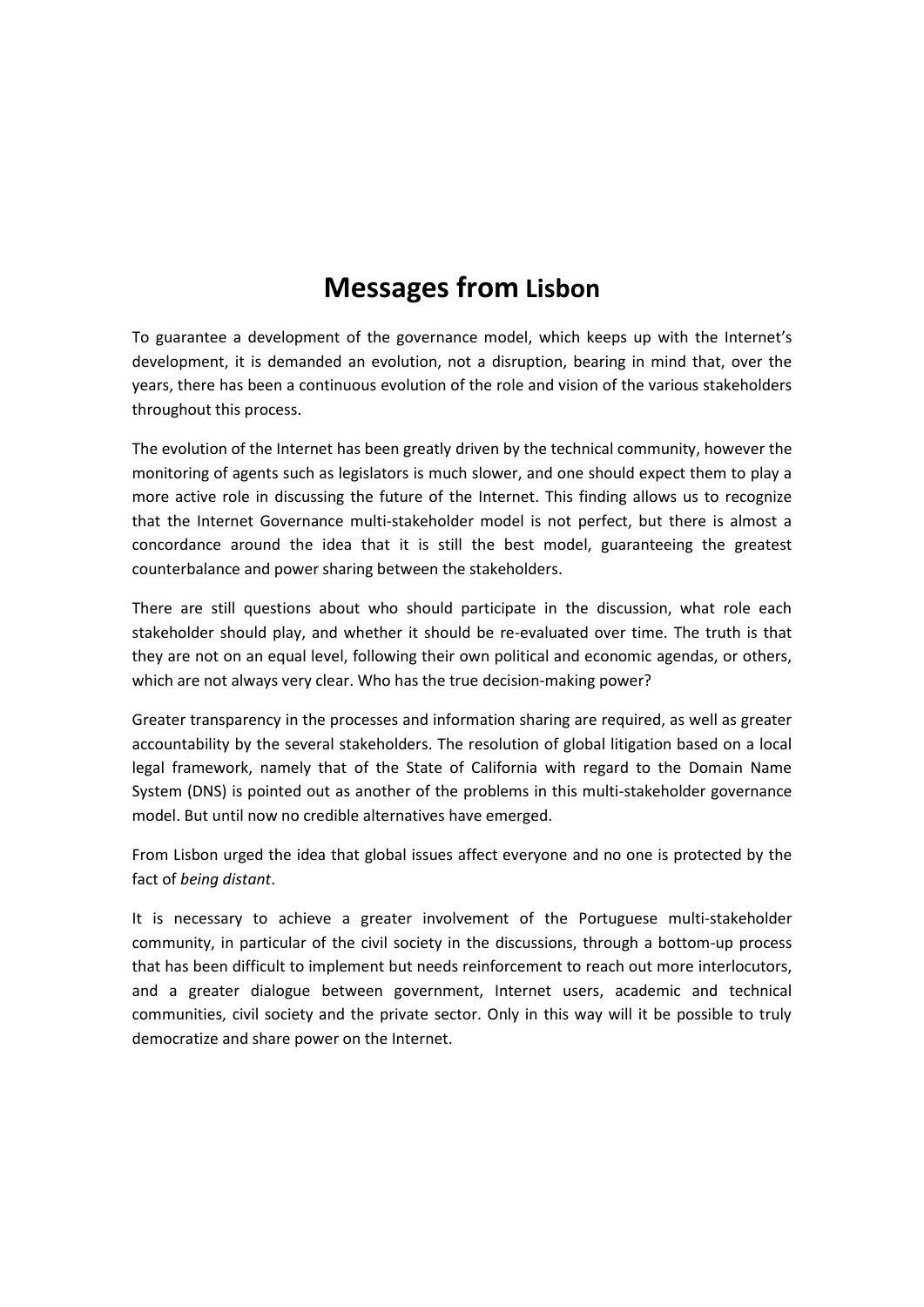# Messages from Lisbon

To guarantee a development of the governance model, which keeps up with the Internet's development, it is demanded an evolution, not a disruption, bearing in mind that, over the years, there has been a continuous evolution of the role and vision of the various stakeholders throughout this process.

The evolution of the Internet has been greatly driven by the technical community, however the monitoring of agents such as legislators is much slower, and one should expect them to play a more active role in discussing the future of the Internet. This finding allows us to recognize that the Internet Governance multi-stakeholder model is not perfect, but there is almost a concordance around the idea that it is still the best model, guaranteeing the greatest counterbalance and power sharing between the stakeholders.

There are still questions about who should participate in the discussion, what role each stakeholder should play, and whether it should be re-evaluated over time. The truth is that they are not on an equal level, following their own political and economic agendas, or others, which are not always very clear. Who has the true decision-making power?

Greater transparency in the processes and information sharing are required, as well as greater accountability by the several stakeholders. The resolution of global litigation based on a local legal framework, namely that of the State of California with regard to the Domain Name System (DNS) is pointed out as another of the problems in this multi-stakeholder governance model. But until now no credible alternatives have emerged.

From Lisbon urged the idea that global issues affect everyone and no one is protected by the fact of *being distant*.

It is necessary to achieve a greater involvement of the Portuguese multi-stakeholder community, in particular of the civil society in the discussions, through a bottom-up process that has been difficult to implement but needs reinforcement to reach out more interlocutors, and a greater dialogue between government, Internet users, academic and technical communities, civil society and the private sector. Only in this way will it be possible to truly democratize and share power on the Internet.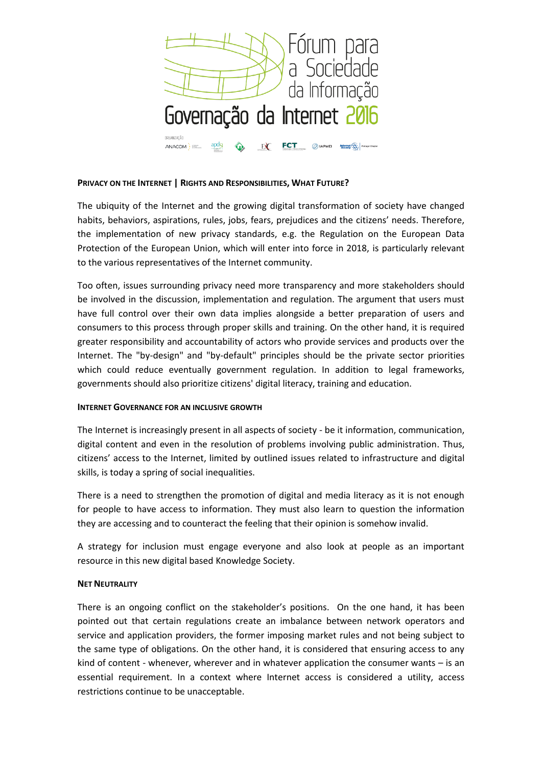## Privacy on the Internet | Rights and Responsibilities, What Future?

The ubiquity of the Internet and the growing digital transformation of society have changed habits, behaviors, aspirations, rules, jobs, fears, prejudices and the citizens' needs. Therefore, the implementation of new privacy standards, e.g. the Regulation on the European Data Protection of the European Union, which will enter into force in 2018, is particularly relevant to the various representatives of the Internet community.

Too often, issues surrounding privacy need more transparency and more stakeholders should be involved in the discussion, implementation and regulation. The argument that users must have full control over their own data implies alongside a better preparation of users and consumers to this process through proper skills and training. On the other hand, it is required greater responsibility and accountability of actors who provide services and products over the Internet. The "by-design" and "by-default" principles should be the private sector priorities which could reduce eventually government regulation. In addition to legal frameworks, governments should also prioritize citizens' digital literacy, training and education.

### Internet Governance for an Inclusive Growth

The Internet is increasingly present in all aspects of society - be it information, communication, digital content and even in the resolution of problems involving public administration. Thus, citizens' access to the Internet, limited by outlined issues related to infrastructure and digital skills, is today a spring of social inequalities.

There is a need to strengthen the promotion of digital and media literacy as it is not enough for people to have access to information. They must also learn to question the information they are accessing and to counteract the feeling that their opinion is somehow invalid.

A strategy for inclusion must engage everyone and also look at people as an important resource in this new digital based Knowledge Society.

### Net Neutrality

There is an ongoing conflict on the stakeholder's positions. On the one hand, it has been pointed out that certain regulations create an imbalance between network operators and service and application providers, the former imposing market rules and not being subject to the same type of obligations. On the other hand, it is considered that ensuring access to any kind of content - whenever, wherever and in whatever application the consumer wants – is an essential requirement. In a context where Internet access is considered a utility, access restrictions continue to be unacceptable.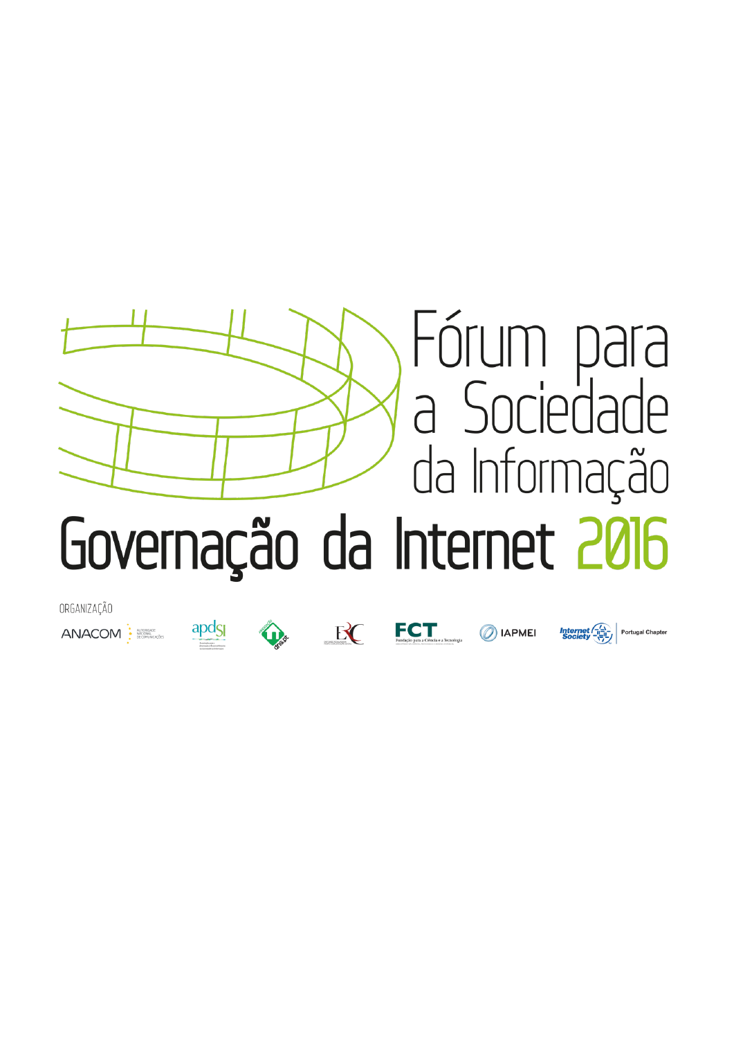# Fórum para a Sociedade da Informação

# Governação da Internet 2016

ORGANIZAÇÃO

ANACOM AUTORIDADE NACIONAL DE COMUNICAÇÕES

apdsi

dns.pt

ERC

FCT Fundação para a Ciência e a Tecnologia

IAPMEI

Internet Society Portugal Chapter